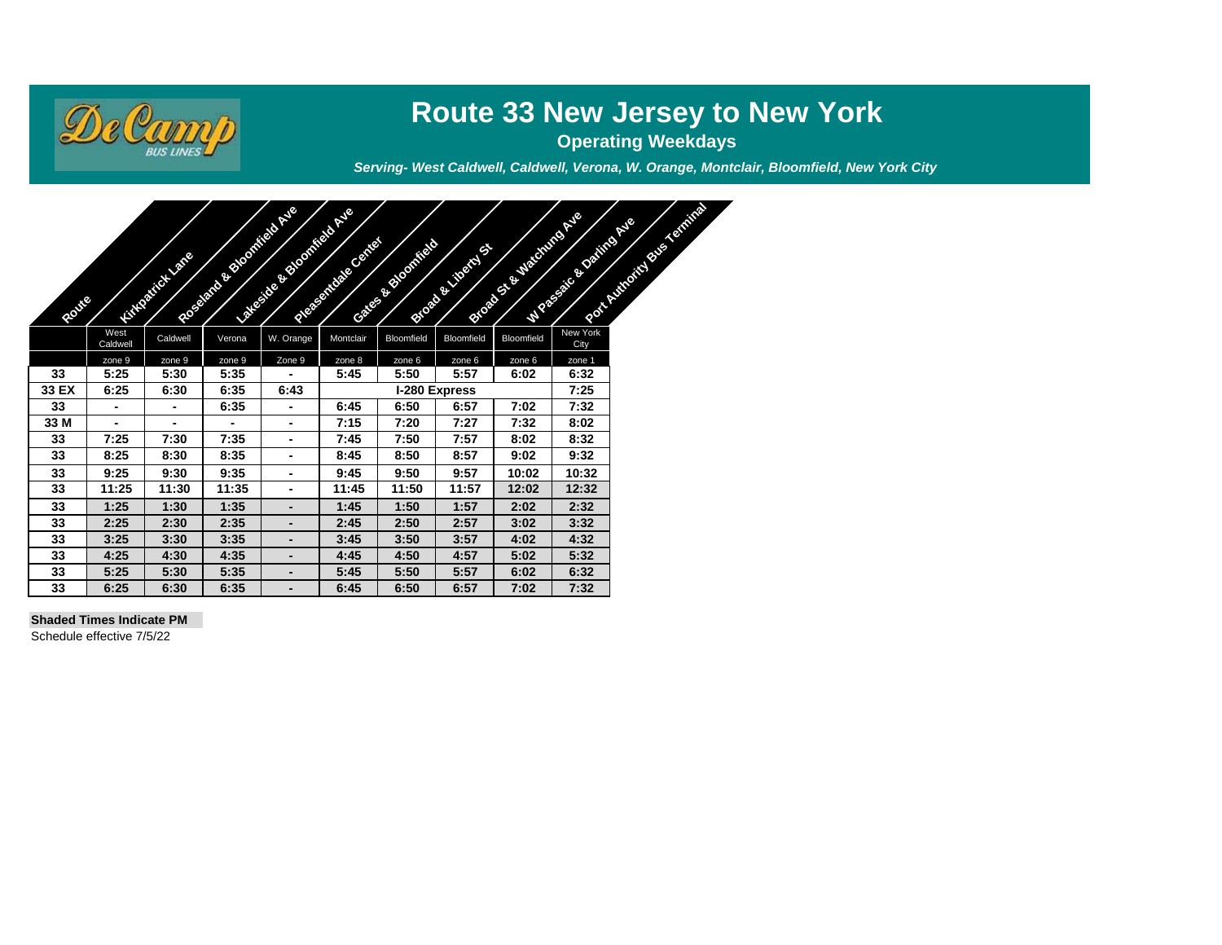# Route 33 New Jersey to New York

**Operating Weekdays**

***Serving- West Caldwell, Caldwell, Verona, W. Orange, Montclair, Bloomfield, New York City***

| Route | Kirkpatrick Lane | Roseland & Bloomfield Ave | Lakeside & Bloomfield Ave | Pleasentdale Center | Gates & Bloomfield | Broad & Liberty St | Broad St & Watchung Ave | W Passaic & Darling Ave | Port Authority Bus Terminal |
|---|---|---|---|---|---|---|---|---|---|
| | West Caldwell | Caldwell | Verona | W. Orange | Montclair | Bloomfield | Bloomfield | Bloomfield | New York City |
| | zone 9 | zone 9 | zone 9 | Zone 9 | zone 8 | zone 6 | zone 6 | zone 6 | zone 1 |
| **33** | **5:25** | **5:30** | **5:35** | **-** | **5:45** | **5:50** | **5:57** | **6:02** | **6:32** |
| **33 EX** | **6:25** | **6:30** | **6:35** | **6:43** | **I-280 Express** | | | | **7:25** |
| **33** | **-** | **-** | **6:35** | **-** | **6:45** | **6:50** | **6:57** | **7:02** | **7:32** |
| **33 M** | **-** | **-** | **-** | **-** | **7:15** | **7:20** | **7:27** | **7:32** | **8:02** |
| **33** | **7:25** | **7:30** | **7:35** | **-** | **7:45** | **7:50** | **7:57** | **8:02** | **8:32** |
| **33** | **8:25** | **8:30** | **8:35** | **-** | **8:45** | **8:50** | **8:57** | **9:02** | **9:32** |
| **33** | **9:25** | **9:30** | **9:35** | **-** | **9:45** | **9:50** | **9:57** | **10:02** | **10:32** |
| **33** | **11:25** | **11:30** | **11:35** | **-** | **11:45** | **11:50** | **11:57** | **12:02** | **12:32** |
| **33** | **1:25** | **1:30** | **1:35** | **-** | **1:45** | **1:50** | **1:57** | **2:02** | **2:32** |
| **33** | **2:25** | **2:30** | **2:35** | **-** | **2:45** | **2:50** | **2:57** | **3:02** | **3:32** |
| **33** | **3:25** | **3:30** | **3:35** | **-** | **3:45** | **3:50** | **3:57** | **4:02** | **4:32** |
| **33** | **4:25** | **4:30** | **4:35** | **-** | **4:45** | **4:50** | **4:57** | **5:02** | **5:32** |
| **33** | **5:25** | **5:30** | **5:35** | **-** | **5:45** | **5:50** | **5:57** | **6:02** | **6:32** |
| **33** | **6:25** | **6:30** | **6:35** | **-** | **6:45** | **6:50** | **6:57** | **7:02** | **7:32** |

**Shaded Times Indicate PM**

Schedule effective 7/5/22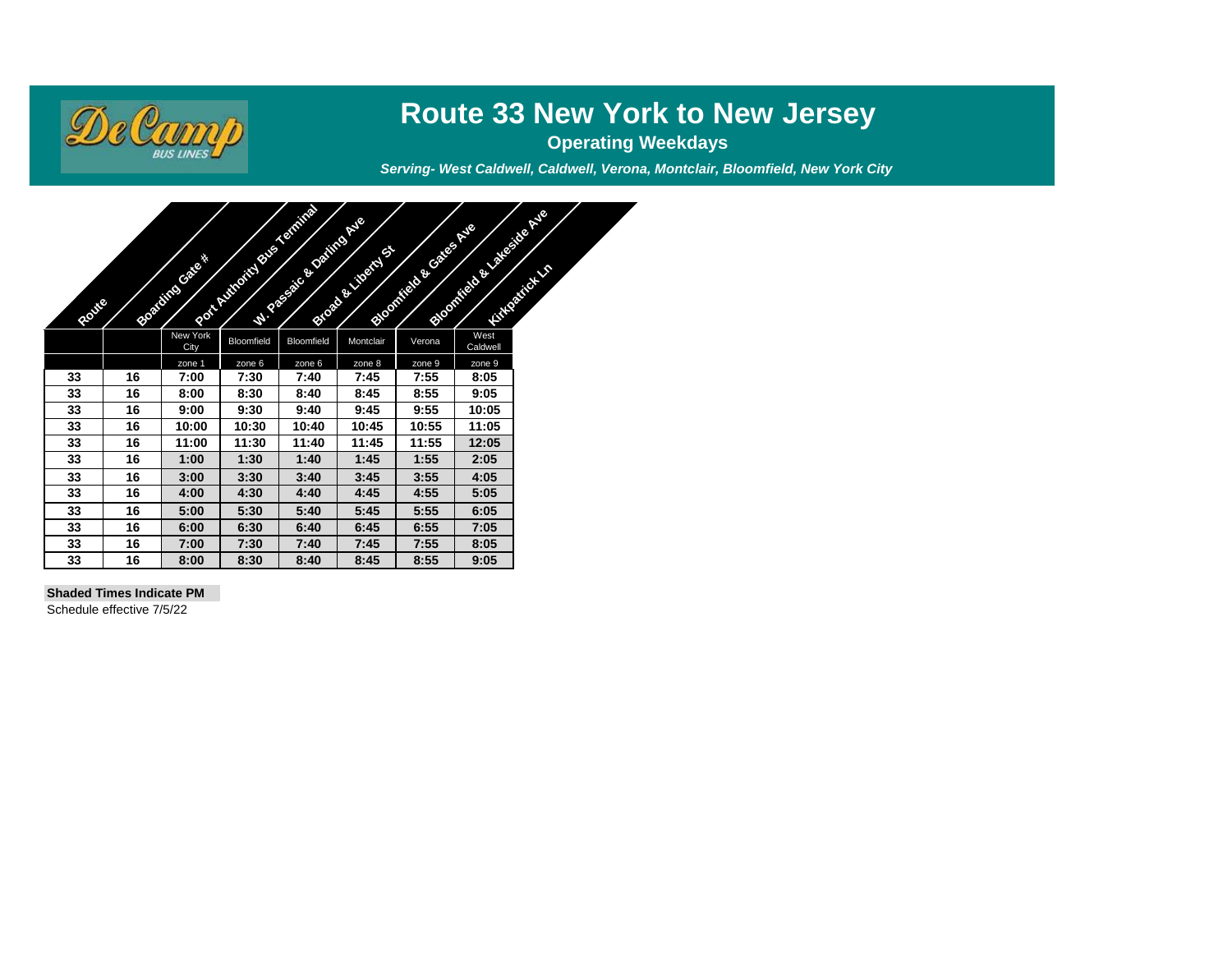# Route 33 New York to New Jersey

**Operating Weekdays**

***Serving- West Caldwell, Caldwell, Verona, Montclair, Bloomfield, New York City***

| Route | Boarding Gate # | Port Authority Bus Terminal | W. Passaic & Darling Ave | Broad & Liberty St | Bloomfield & Gates Ave | Bloomfield & Lakeside Ave | Kirkpatrick Ln |
|---|---|---|---|---|---|---|---|
| | | New York City | Bloomfield | Bloomfield | Montclair | Verona | West Caldwell |
| | | zone 1 | zone 6 | zone 6 | zone 8 | zone 9 | zone 9 |
| 33 | 16 | 7:00 | 7:30 | 7:40 | 7:45 | 7:55 | 8:05 |
| 33 | 16 | 8:00 | 8:30 | 8:40 | 8:45 | 8:55 | 9:05 |
| 33 | 16 | 9:00 | 9:30 | 9:40 | 9:45 | 9:55 | 10:05 |
| 33 | 16 | 10:00 | 10:30 | 10:40 | 10:45 | 10:55 | 11:05 |
| 33 | 16 | 11:00 | 11:30 | 11:40 | 11:45 | 11:55 | 12:05 |
| 33 | 16 | 1:00 | 1:30 | 1:40 | 1:45 | 1:55 | 2:05 |
| 33 | 16 | 3:00 | 3:30 | 3:40 | 3:45 | 3:55 | 4:05 |
| 33 | 16 | 4:00 | 4:30 | 4:40 | 4:45 | 4:55 | 5:05 |
| 33 | 16 | 5:00 | 5:30 | 5:40 | 5:45 | 5:55 | 6:05 |
| 33 | 16 | 6:00 | 6:30 | 6:40 | 6:45 | 6:55 | 7:05 |
| 33 | 16 | 7:00 | 7:30 | 7:40 | 7:45 | 7:55 | 8:05 |
| 33 | 16 | 8:00 | 8:30 | 8:40 | 8:45 | 8:55 | 9:05 |

**Shaded Times Indicate PM**

Schedule effective 7/5/22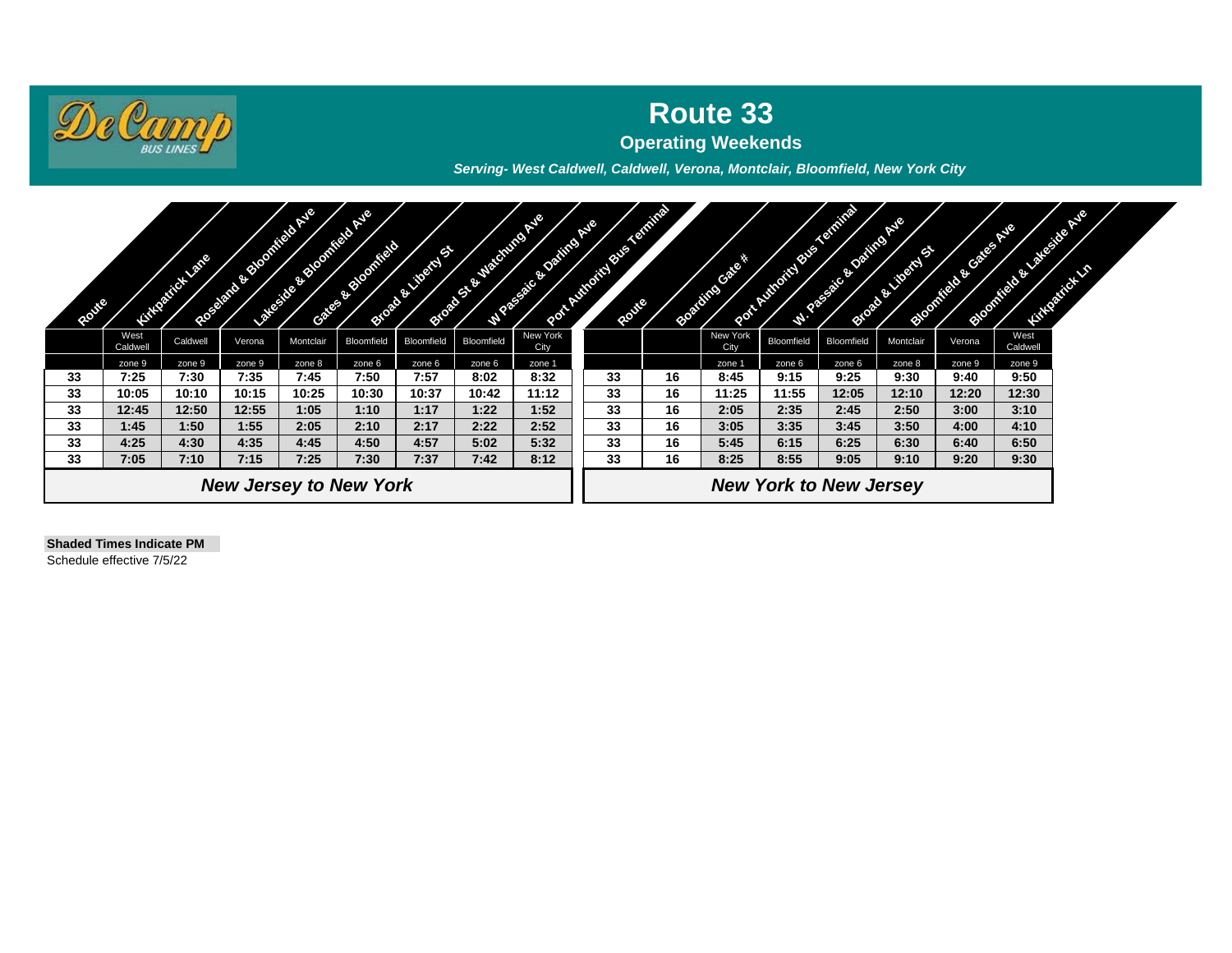# Route 33

## Operating Weekends

*Serving- West Caldwell, Caldwell, Verona, Montclair, Bloomfield, New York City*

| Route | Kirkpatrick Lane | Roseland & Bloomfield Ave | Lakeside & Bloomfield Ave | Gates & Bloomfield | Broad & Liberty St | Broad St & Watchung Ave | W Passaic & Darling Ave | Port Authority Bus Terminal |
|---|---|---|---|---|---|---|---|---|
| | West Caldwell | Caldwell | Verona | Montclair | Bloomfield | Bloomfield | Bloomfield | New York City |
| | zone 9 | zone 9 | zone 9 | zone 8 | zone 6 | zone 6 | zone 6 | zone 1 |
| 33 | 7:25 | 7:30 | 7:35 | 7:45 | 7:50 | 7:57 | 8:02 | 8:32 |
| 33 | 10:05 | 10:10 | 10:15 | 10:25 | 10:30 | 10:37 | 10:42 | 11:12 |
| 33 | 12:45 | 12:50 | 12:55 | 1:05 | 1:10 | 1:17 | 1:22 | 1:52 |
| 33 | 1:45 | 1:50 | 1:55 | 2:05 | 2:10 | 2:17 | 2:22 | 2:52 |
| 33 | 4:25 | 4:30 | 4:35 | 4:45 | 4:50 | 4:57 | 5:02 | 5:32 |
| 33 | 7:05 | 7:10 | 7:15 | 7:25 | 7:30 | 7:37 | 7:42 | 8:12 |

***New Jersey to New York***

| Route | Boarding Gate # | Port Authority Bus Terminal | W. Passaic & Darling Ave | Broad & Liberty St | Bloomfield & Gates Ave | Bloomfield & Lakeside Ave | Kirkpatrick Ln |
|---|---|---|---|---|---|---|---|
| | | New York City | Bloomfield | Bloomfield | Montclair | Verona | West Caldwell |
| | | zone 1 | zone 6 | zone 6 | zone 8 | zone 9 | zone 9 |
| 33 | 16 | 8:45 | 9:15 | 9:25 | 9:30 | 9:40 | 9:50 |
| 33 | 16 | 11:25 | 11:55 | 12:05 | 12:10 | 12:20 | 12:30 |
| 33 | 16 | 2:05 | 2:35 | 2:45 | 2:50 | 3:00 | 3:10 |
| 33 | 16 | 3:05 | 3:35 | 3:45 | 3:50 | 4:00 | 4:10 |
| 33 | 16 | 5:45 | 6:15 | 6:25 | 6:30 | 6:40 | 6:50 |
| 33 | 16 | 8:25 | 8:55 | 9:05 | 9:10 | 9:20 | 9:30 |

***New York to New Jersey***

**Shaded Times Indicate PM**

Schedule effective 7/5/22